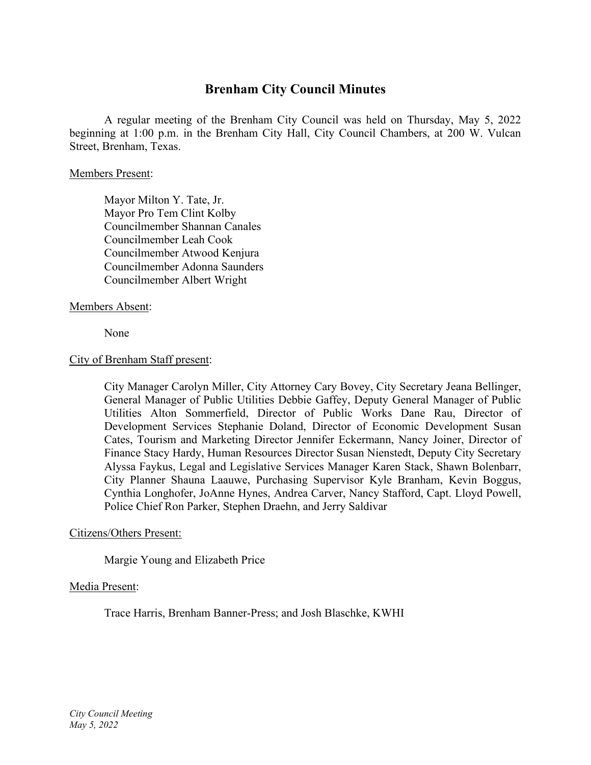# Brenham City Council Minutes

A regular meeting of the Brenham City Council was held on Thursday, May 5, 2022 beginning at 1:00 p.m. in the Brenham City Hall, City Council Chambers, at 200 W. Vulcan Street, Brenham, Texas.

Members Present:

Mayor Milton Y. Tate, Jr.
Mayor Pro Tem Clint Kolby
Councilmember Shannan Canales
Councilmember Leah Cook
Councilmember Atwood Kenjura
Councilmember Adonna Saunders
Councilmember Albert Wright

Members Absent:

None

City of Brenham Staff present:

City Manager Carolyn Miller, City Attorney Cary Bovey, City Secretary Jeana Bellinger, General Manager of Public Utilities Debbie Gaffey, Deputy General Manager of Public Utilities Alton Sommerfield, Director of Public Works Dane Rau, Director of Development Services Stephanie Doland, Director of Economic Development Susan Cates, Tourism and Marketing Director Jennifer Eckermann, Nancy Joiner, Director of Finance Stacy Hardy, Human Resources Director Susan Nienstedt, Deputy City Secretary Alyssa Faykus, Legal and Legislative Services Manager Karen Stack, Shawn Bolenbarr, City Planner Shauna Laauwe, Purchasing Supervisor Kyle Branham, Kevin Boggus, Cynthia Longhofer, JoAnne Hynes, Andrea Carver, Nancy Stafford, Capt. Lloyd Powell, Police Chief Ron Parker, Stephen Draehn, and Jerry Saldivar

Citizens/Others Present:

Margie Young and Elizabeth Price

Media Present:

Trace Harris, Brenham Banner-Press; and Josh Blaschke, KWHI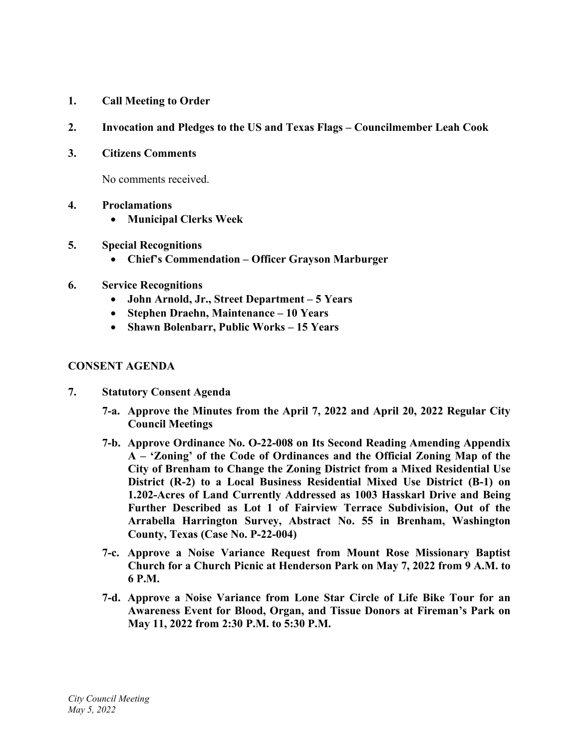**1. Call Meeting to Order**

**2. Invocation and Pledges to the US and Texas Flags – Councilmember Leah Cook**

**3. Citizens Comments**

No comments received.

**4. Proclamations**

- **Municipal Clerks Week**

**5. Special Recognitions**

- **Chief's Commendation – Officer Grayson Marburger**

**6. Service Recognitions**

- **John Arnold, Jr., Street Department – 5 Years**
- **Stephen Draehn, Maintenance – 10 Years**
- **Shawn Bolenbarr, Public Works – 15 Years**

## CONSENT AGENDA

**7. Statutory Consent Agenda**

**7-a. Approve the Minutes from the April 7, 2022 and April 20, 2022 Regular City Council Meetings**

**7-b. Approve Ordinance No. O-22-008 on Its Second Reading Amending Appendix A – 'Zoning' of the Code of Ordinances and the Official Zoning Map of the City of Brenham to Change the Zoning District from a Mixed Residential Use District (R-2) to a Local Business Residential Mixed Use District (B-1) on 1.202-Acres of Land Currently Addressed as 1003 Hasskarl Drive and Being Further Described as Lot 1 of Fairview Terrace Subdivision, Out of the Arrabella Harrington Survey, Abstract No. 55 in Brenham, Washington County, Texas (Case No. P-22-004)**

**7-c. Approve a Noise Variance Request from Mount Rose Missionary Baptist Church for a Church Picnic at Henderson Park on May 7, 2022 from 9 A.M. to 6 P.M.**

**7-d. Approve a Noise Variance from Lone Star Circle of Life Bike Tour for an Awareness Event for Blood, Organ, and Tissue Donors at Fireman's Park on May 11, 2022 from 2:30 P.M. to 5:30 P.M.**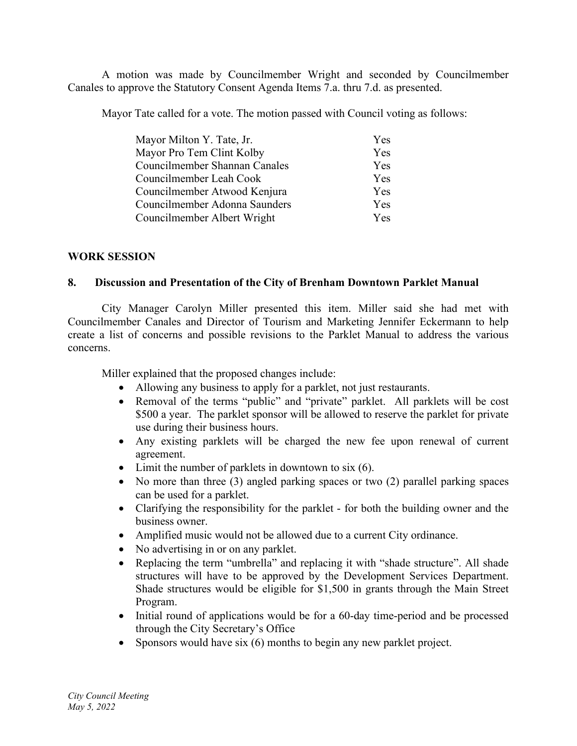A motion was made by Councilmember Wright and seconded by Councilmember Canales to approve the Statutory Consent Agenda Items 7.a. thru 7.d. as presented.

Mayor Tate called for a vote. The motion passed with Council voting as follows:

| | |
|---|---|
| Mayor Milton Y. Tate, Jr. | Yes |
| Mayor Pro Tem Clint Kolby | Yes |
| Councilmember Shannan Canales | Yes |
| Councilmember Leah Cook | Yes |
| Councilmember Atwood Kenjura | Yes |
| Councilmember Adonna Saunders | Yes |
| Councilmember Albert Wright | Yes |

**WORK SESSION**

**8. Discussion and Presentation of the City of Brenham Downtown Parklet Manual**

City Manager Carolyn Miller presented this item. Miller said she had met with Councilmember Canales and Director of Tourism and Marketing Jennifer Eckermann to help create a list of concerns and possible revisions to the Parklet Manual to address the various concerns.

Miller explained that the proposed changes include:

- Allowing any business to apply for a parklet, not just restaurants.
- Removal of the terms "public" and "private" parklet. All parklets will be cost $500 a year. The parklet sponsor will be allowed to reserve the parklet for private use during their business hours.
- Any existing parklets will be charged the new fee upon renewal of current agreement.
- Limit the number of parklets in downtown to six (6).
- No more than three (3) angled parking spaces or two (2) parallel parking spaces can be used for a parklet.
- Clarifying the responsibility for the parklet - for both the building owner and the business owner.
- Amplified music would not be allowed due to a current City ordinance.
- No advertising in or on any parklet.
- Replacing the term "umbrella" and replacing it with "shade structure". All shade structures will have to be approved by the Development Services Department. Shade structures would be eligible for $1,500 in grants through the Main Street Program.
- Initial round of applications would be for a 60-day time-period and be processed through the City Secretary's Office
- Sponsors would have six (6) months to begin any new parklet project.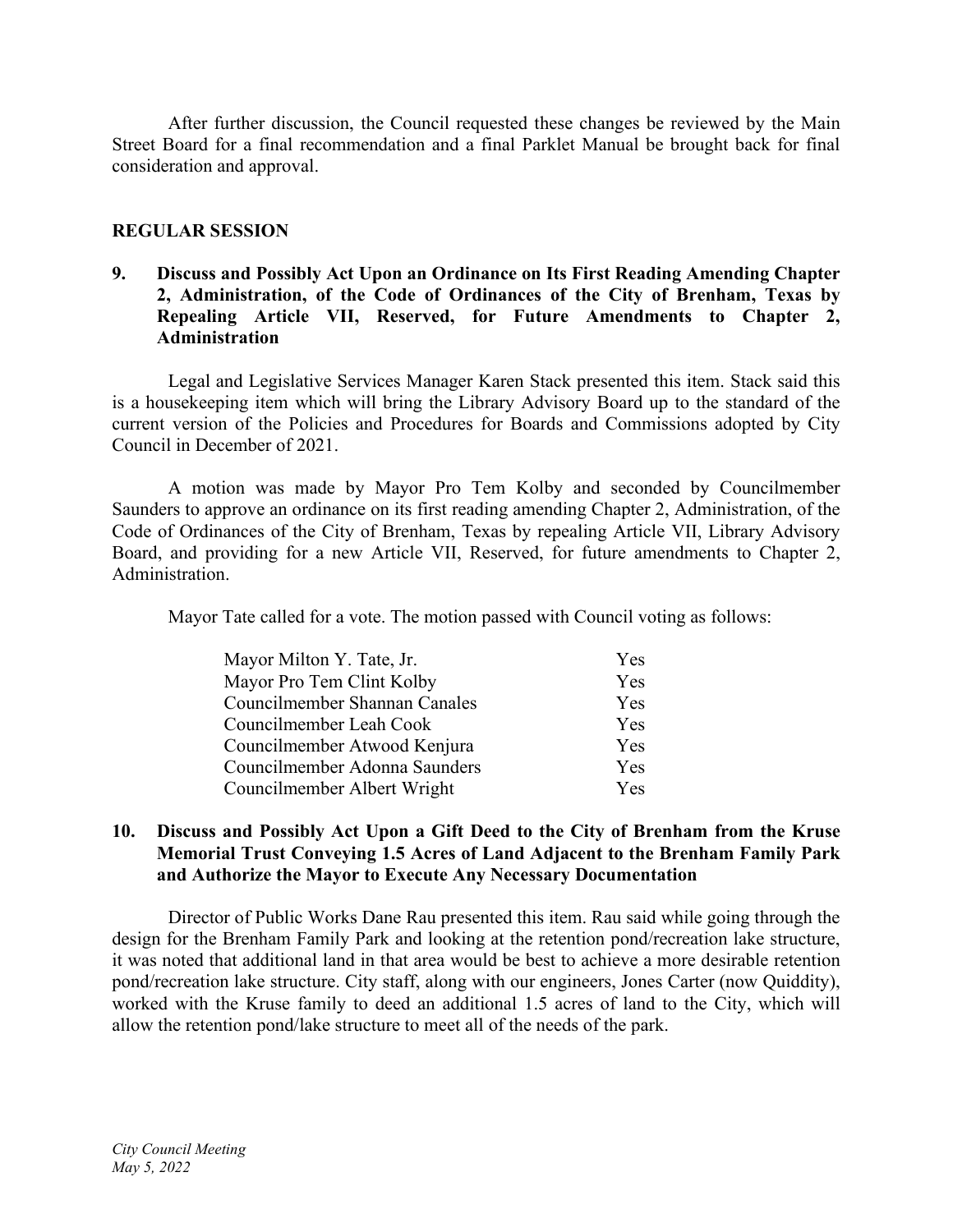After further discussion, the Council requested these changes be reviewed by the Main Street Board for a final recommendation and a final Parklet Manual be brought back for final consideration and approval.

## REGULAR SESSION

**9. Discuss and Possibly Act Upon an Ordinance on Its First Reading Amending Chapter 2, Administration, of the Code of Ordinances of the City of Brenham, Texas by Repealing Article VII, Reserved, for Future Amendments to Chapter 2, Administration**

Legal and Legislative Services Manager Karen Stack presented this item. Stack said this is a housekeeping item which will bring the Library Advisory Board up to the standard of the current version of the Policies and Procedures for Boards and Commissions adopted by City Council in December of 2021.

A motion was made by Mayor Pro Tem Kolby and seconded by Councilmember Saunders to approve an ordinance on its first reading amending Chapter 2, Administration, of the Code of Ordinances of the City of Brenham, Texas by repealing Article VII, Library Advisory Board, and providing for a new Article VII, Reserved, for future amendments to Chapter 2, Administration.

Mayor Tate called for a vote. The motion passed with Council voting as follows:

| | |
|---|---|
| Mayor Milton Y. Tate, Jr. | Yes |
| Mayor Pro Tem Clint Kolby | Yes |
| Councilmember Shannan Canales | Yes |
| Councilmember Leah Cook | Yes |
| Councilmember Atwood Kenjura | Yes |
| Councilmember Adonna Saunders | Yes |
| Councilmember Albert Wright | Yes |

**10. Discuss and Possibly Act Upon a Gift Deed to the City of Brenham from the Kruse Memorial Trust Conveying 1.5 Acres of Land Adjacent to the Brenham Family Park and Authorize the Mayor to Execute Any Necessary Documentation**

Director of Public Works Dane Rau presented this item. Rau said while going through the design for the Brenham Family Park and looking at the retention pond/recreation lake structure, it was noted that additional land in that area would be best to achieve a more desirable retention pond/recreation lake structure. City staff, along with our engineers, Jones Carter (now Quiddity), worked with the Kruse family to deed an additional 1.5 acres of land to the City, which will allow the retention pond/lake structure to meet all of the needs of the park.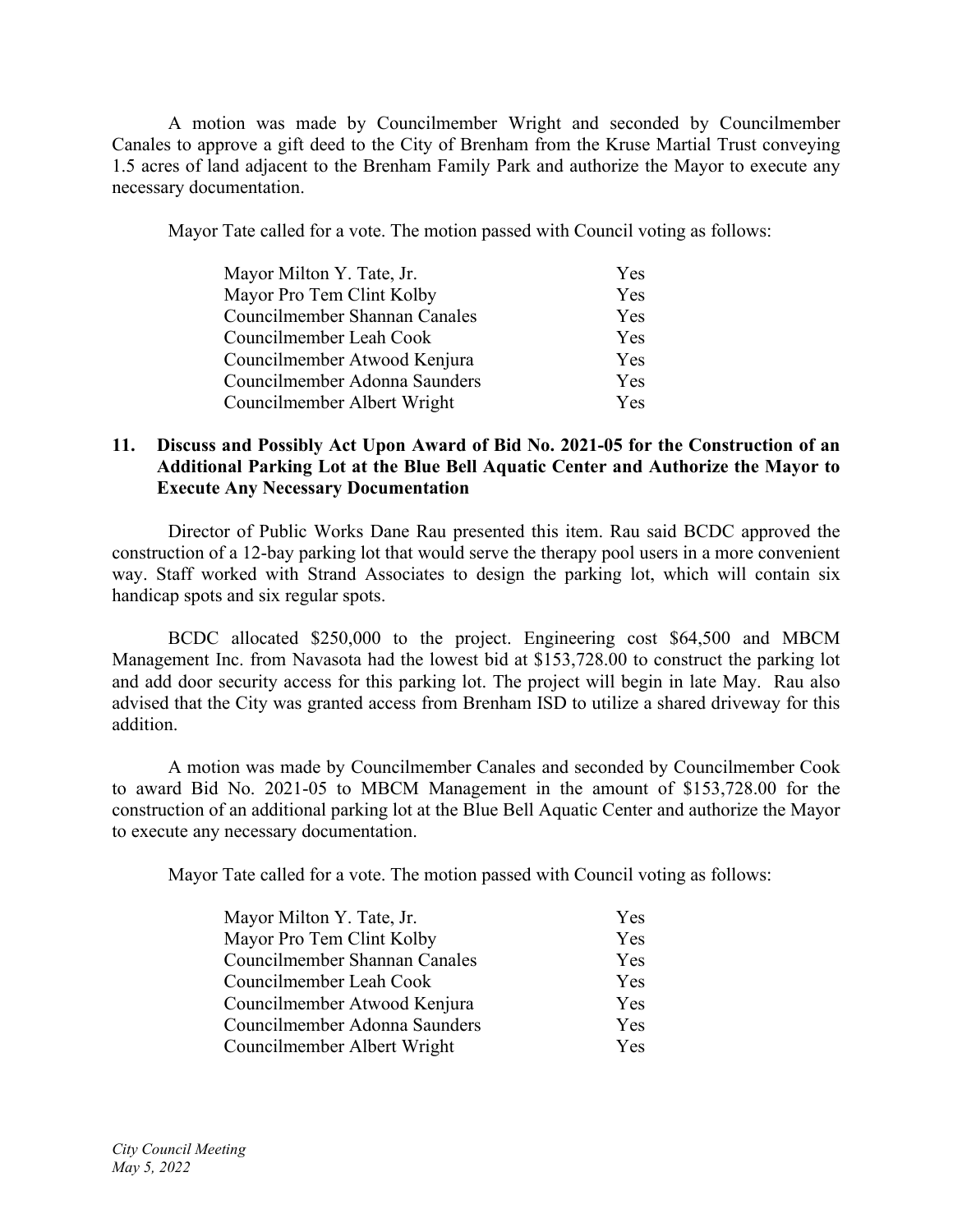A motion was made by Councilmember Wright and seconded by Councilmember Canales to approve a gift deed to the City of Brenham from the Kruse Martial Trust conveying 1.5 acres of land adjacent to the Brenham Family Park and authorize the Mayor to execute any necessary documentation.

Mayor Tate called for a vote. The motion passed with Council voting as follows:

| | |
|---|---|
| Mayor Milton Y. Tate, Jr. | Yes |
| Mayor Pro Tem Clint Kolby | Yes |
| Councilmember Shannan Canales | Yes |
| Councilmember Leah Cook | Yes |
| Councilmember Atwood Kenjura | Yes |
| Councilmember Adonna Saunders | Yes |
| Councilmember Albert Wright | Yes |

### 11. Discuss and Possibly Act Upon Award of Bid No. 2021-05 for the Construction of an Additional Parking Lot at the Blue Bell Aquatic Center and Authorize the Mayor to Execute Any Necessary Documentation

Director of Public Works Dane Rau presented this item. Rau said BCDC approved the construction of a 12-bay parking lot that would serve the therapy pool users in a more convenient way. Staff worked with Strand Associates to design the parking lot, which will contain six handicap spots and six regular spots.

BCDC allocated $250,000 to the project. Engineering cost $64,500 and MBCM Management Inc. from Navasota had the lowest bid at $153,728.00 to construct the parking lot and add door security access for this parking lot. The project will begin in late May. Rau also advised that the City was granted access from Brenham ISD to utilize a shared driveway for this addition.

A motion was made by Councilmember Canales and seconded by Councilmember Cook to award Bid No. 2021-05 to MBCM Management in the amount of $153,728.00 for the construction of an additional parking lot at the Blue Bell Aquatic Center and authorize the Mayor to execute any necessary documentation.

Mayor Tate called for a vote. The motion passed with Council voting as follows:

| | |
|---|---|
| Mayor Milton Y. Tate, Jr. | Yes |
| Mayor Pro Tem Clint Kolby | Yes |
| Councilmember Shannan Canales | Yes |
| Councilmember Leah Cook | Yes |
| Councilmember Atwood Kenjura | Yes |
| Councilmember Adonna Saunders | Yes |
| Councilmember Albert Wright | Yes |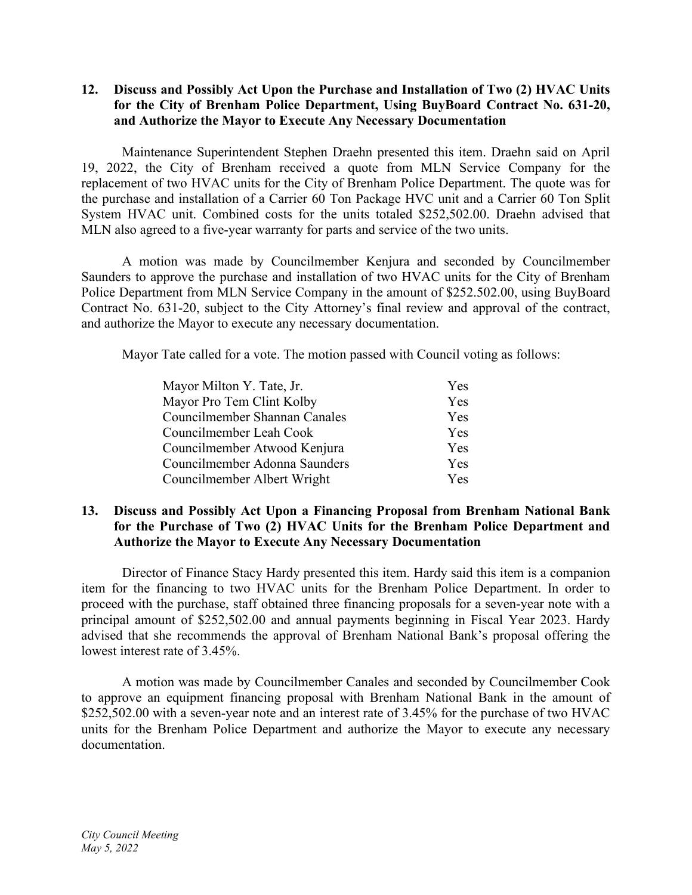## 12. Discuss and Possibly Act Upon the Purchase and Installation of Two (2) HVAC Units for the City of Brenham Police Department, Using BuyBoard Contract No. 631-20, and Authorize the Mayor to Execute Any Necessary Documentation

Maintenance Superintendent Stephen Draehn presented this item. Draehn said on April 19, 2022, the City of Brenham received a quote from MLN Service Company for the replacement of two HVAC units for the City of Brenham Police Department. The quote was for the purchase and installation of a Carrier 60 Ton Package HVC unit and a Carrier 60 Ton Split System HVAC unit. Combined costs for the units totaled $252,502.00. Draehn advised that MLN also agreed to a five-year warranty for parts and service of the two units.

A motion was made by Councilmember Kenjura and seconded by Councilmember Saunders to approve the purchase and installation of two HVAC units for the City of Brenham Police Department from MLN Service Company in the amount of $252.502.00, using BuyBoard Contract No. 631-20, subject to the City Attorney's final review and approval of the contract, and authorize the Mayor to execute any necessary documentation.

Mayor Tate called for a vote. The motion passed with Council voting as follows:

| | |
|---|---|
| Mayor Milton Y. Tate, Jr. | Yes |
| Mayor Pro Tem Clint Kolby | Yes |
| Councilmember Shannan Canales | Yes |
| Councilmember Leah Cook | Yes |
| Councilmember Atwood Kenjura | Yes |
| Councilmember Adonna Saunders | Yes |
| Councilmember Albert Wright | Yes |

## 13. Discuss and Possibly Act Upon a Financing Proposal from Brenham National Bank for the Purchase of Two (2) HVAC Units for the Brenham Police Department and Authorize the Mayor to Execute Any Necessary Documentation

Director of Finance Stacy Hardy presented this item. Hardy said this item is a companion item for the financing to two HVAC units for the Brenham Police Department. In order to proceed with the purchase, staff obtained three financing proposals for a seven-year note with a principal amount of $252,502.00 and annual payments beginning in Fiscal Year 2023. Hardy advised that she recommends the approval of Brenham National Bank's proposal offering the lowest interest rate of 3.45%.

A motion was made by Councilmember Canales and seconded by Councilmember Cook to approve an equipment financing proposal with Brenham National Bank in the amount of $252,502.00 with a seven-year note and an interest rate of 3.45% for the purchase of two HVAC units for the Brenham Police Department and authorize the Mayor to execute any necessary documentation.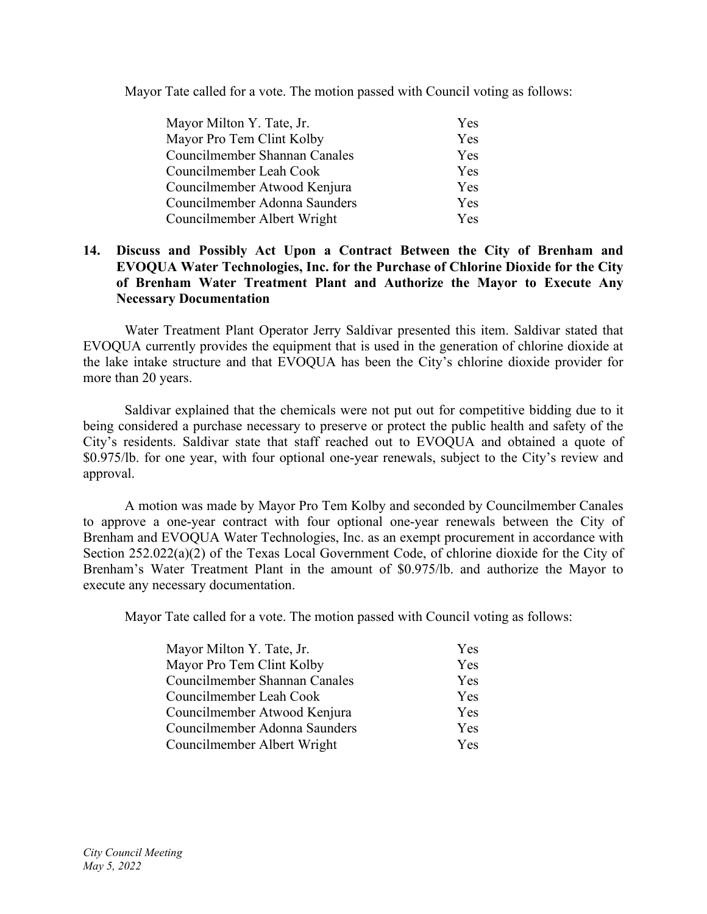Mayor Tate called for a vote. The motion passed with Council voting as follows:

| | |
|---|---|
| Mayor Milton Y. Tate, Jr. | Yes |
| Mayor Pro Tem Clint Kolby | Yes |
| Councilmember Shannan Canales | Yes |
| Councilmember Leah Cook | Yes |
| Councilmember Atwood Kenjura | Yes |
| Councilmember Adonna Saunders | Yes |
| Councilmember Albert Wright | Yes |

**14. Discuss and Possibly Act Upon a Contract Between the City of Brenham and EVOQUA Water Technologies, Inc. for the Purchase of Chlorine Dioxide for the City of Brenham Water Treatment Plant and Authorize the Mayor to Execute Any Necessary Documentation**

Water Treatment Plant Operator Jerry Saldivar presented this item. Saldivar stated that EVOQUA currently provides the equipment that is used in the generation of chlorine dioxide at the lake intake structure and that EVOQUA has been the City's chlorine dioxide provider for more than 20 years.

Saldivar explained that the chemicals were not put out for competitive bidding due to it being considered a purchase necessary to preserve or protect the public health and safety of the City's residents. Saldivar state that staff reached out to EVOQUA and obtained a quote of $0.975/lb. for one year, with four optional one-year renewals, subject to the City's review and approval.

A motion was made by Mayor Pro Tem Kolby and seconded by Councilmember Canales to approve a one-year contract with four optional one-year renewals between the City of Brenham and EVOQUA Water Technologies, Inc. as an exempt procurement in accordance with Section 252.022(a)(2) of the Texas Local Government Code, of chlorine dioxide for the City of Brenham's Water Treatment Plant in the amount of $0.975/lb. and authorize the Mayor to execute any necessary documentation.

Mayor Tate called for a vote. The motion passed with Council voting as follows:

| | |
|---|---|
| Mayor Milton Y. Tate, Jr. | Yes |
| Mayor Pro Tem Clint Kolby | Yes |
| Councilmember Shannan Canales | Yes |
| Councilmember Leah Cook | Yes |
| Councilmember Atwood Kenjura | Yes |
| Councilmember Adonna Saunders | Yes |
| Councilmember Albert Wright | Yes |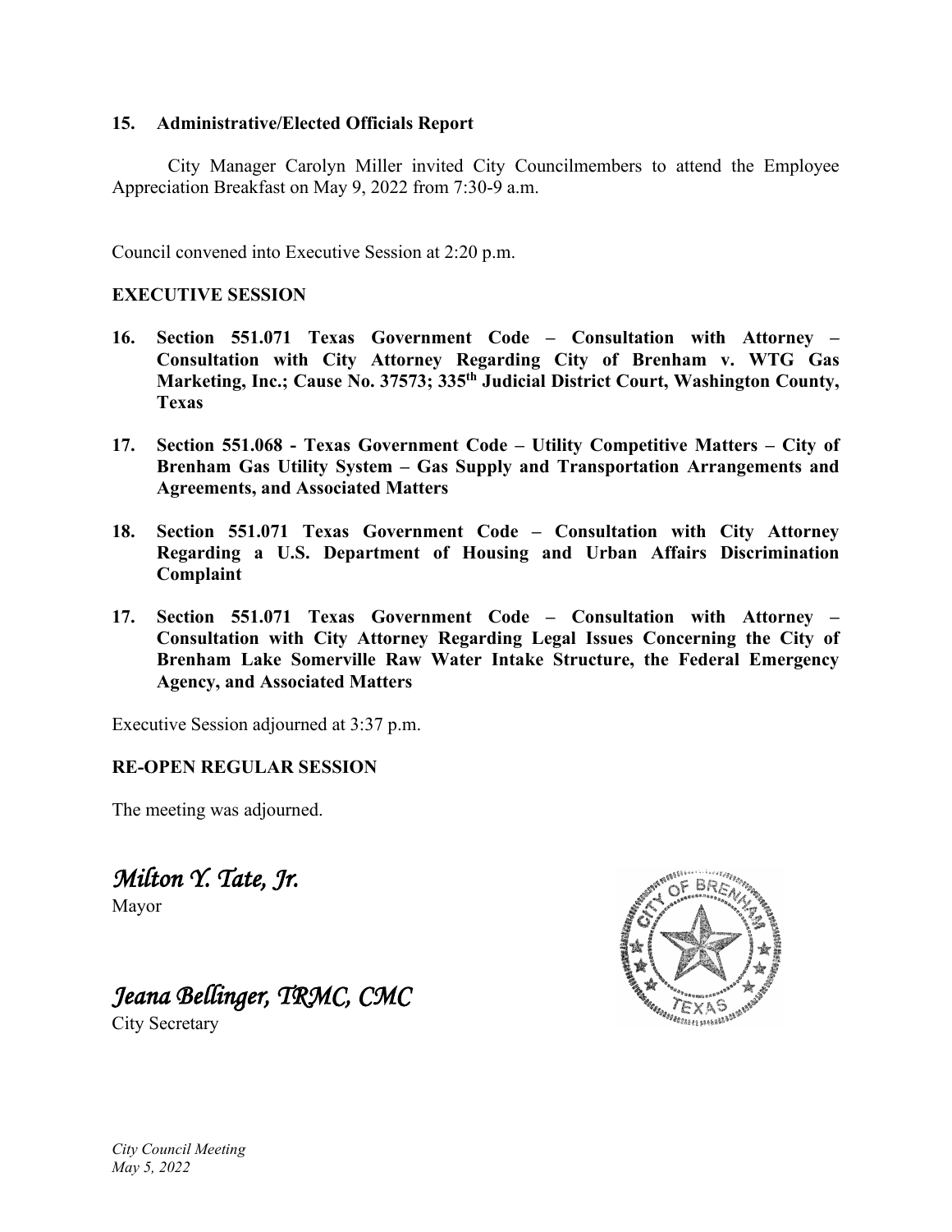**15. Administrative/Elected Officials Report**

City Manager Carolyn Miller invited City Councilmembers to attend the Employee Appreciation Breakfast on May 9, 2022 from 7:30-9 a.m.

Council convened into Executive Session at 2:20 p.m.

**EXECUTIVE SESSION**

**16. Section 551.071 Texas Government Code – Consultation with Attorney – Consultation with City Attorney Regarding City of Brenham v. WTG Gas Marketing, Inc.; Cause No. 37573; 335th Judicial District Court, Washington County, Texas**

**17. Section 551.068 - Texas Government Code – Utility Competitive Matters – City of Brenham Gas Utility System – Gas Supply and Transportation Arrangements and Agreements, and Associated Matters**

**18. Section 551.071 Texas Government Code – Consultation with City Attorney Regarding a U.S. Department of Housing and Urban Affairs Discrimination Complaint**

**17. Section 551.071 Texas Government Code – Consultation with Attorney – Consultation with City Attorney Regarding Legal Issues Concerning the City of Brenham Lake Somerville Raw Water Intake Structure, the Federal Emergency Agency, and Associated Matters**

Executive Session adjourned at 3:37 p.m.

**RE-OPEN REGULAR SESSION**

The meeting was adjourned.

*Milton Y. Tate, Jr.*
Mayor

*Jeana Bellinger, TRMC, CMC*
City Secretary

CITY OF BRENHAM TEXAS